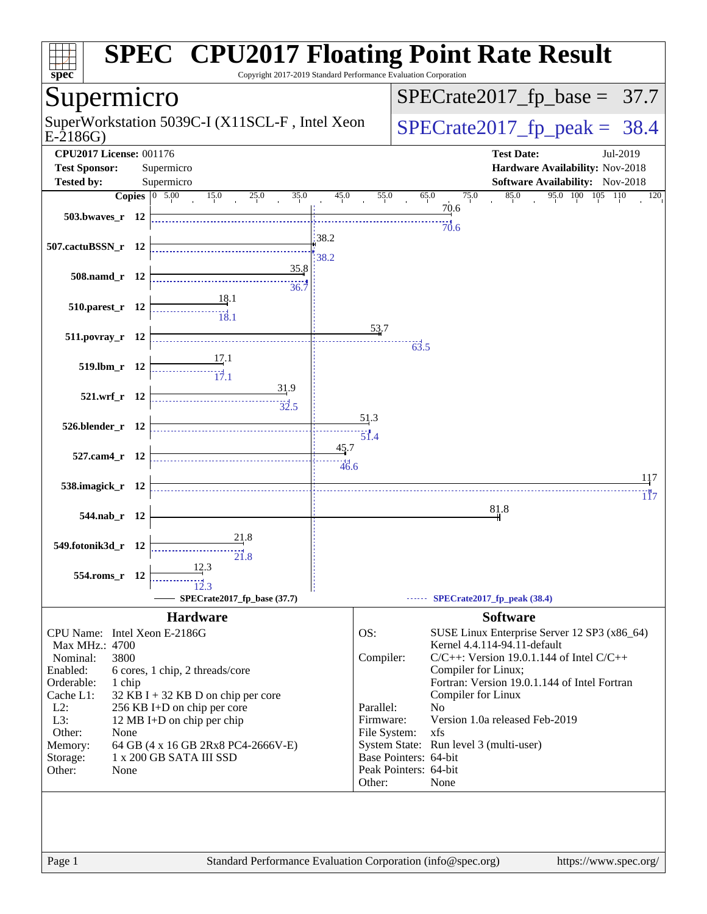# SPEC CPU2017 Floating Point Rate Result

Copyright 2017-2019 Standard Performance Evaluation Corporation

## Supermicro

SuperWorkstation 5039C-I (X11SCL-F , Intel Xeon E-2186G)

**SPECrate2017_fp_base = 37.7**

**SPECrate2017_fp_peak = 38.4**

| | | | |
|---|---|---|---|
| **CPU2017 License:** | 001176 | **Test Date:** | Jul-2019 |
| **Test Sponsor:** | Supermicro | **Hardware Availability:** | Nov-2018 |
| **Tested by:** | Supermicro | **Software Availability:** | Nov-2018 |

| Benchmark | Copies | Base | Peak |
|---|---|---|---|
| 503.bwaves_r | 12 | 70.6 | 70.6 |
| 507.cactuBSSN_r | 12 | 38.2 | 38.2 |
| 508.namd_r | 12 | 35.8 | 36.7 |
| 510.parest_r | 12 | 18.1 | 18.1 |
| 511.povray_r | 12 | 53.7 | 63.5 |
| 519.lbm_r | 12 | 17.1 | 17.1 |
| 521.wrf_r | 12 | 31.9 | 32.5 |
| 526.blender_r | 12 | 51.3 | 51.4 |
| 527.cam4_r | 12 | 45.7 | 46.6 |
| 538.imagick_r | 12 | 117 | 117 |
| 544.nab_r | 12 | 81.8 | |
| 549.fotonik3d_r | 12 | 21.8 | 21.8 |
| 554.roms_r | 12 | 12.3 | 12.3 |

SPECrate2017_fp_base (37.7) — SPECrate2017_fp_peak (38.4)

### Hardware

| | |
|---|---|
| CPU Name: | Intel Xeon E-2186G |
| Max MHz.: | 4700 |
| Nominal: | 3800 |
| Enabled: | 6 cores, 1 chip, 2 threads/core |
| Orderable: | 1 chip |
| Cache L1: | 32 KB I + 32 KB D on chip per core |
| L2: | 256 KB I+D on chip per core |
| L3: | 12 MB I+D on chip per chip |
| Other: | None |
| Memory: | 64 GB (4 x 16 GB 2Rx8 PC4-2666V-E) |
| Storage: | 1 x 200 GB SATA III SSD |
| Other: | None |

### Software

| | |
|---|---|
| OS: | SUSE Linux Enterprise Server 12 SP3 (x86_64) Kernel 4.4.114-94.11-default |
| Compiler: | C/C++: Version 19.0.1.144 of Intel C/C++ Compiler for Linux; Fortran: Version 19.0.1.144 of Intel Fortran Compiler for Linux |
| Parallel: | No |
| Firmware: | Version 1.0a released Feb-2019 |
| File System: | xfs |
| System State: | Run level 3 (multi-user) |
| Base Pointers: | 64-bit |
| Peak Pointers: | 64-bit |
| Other: | None |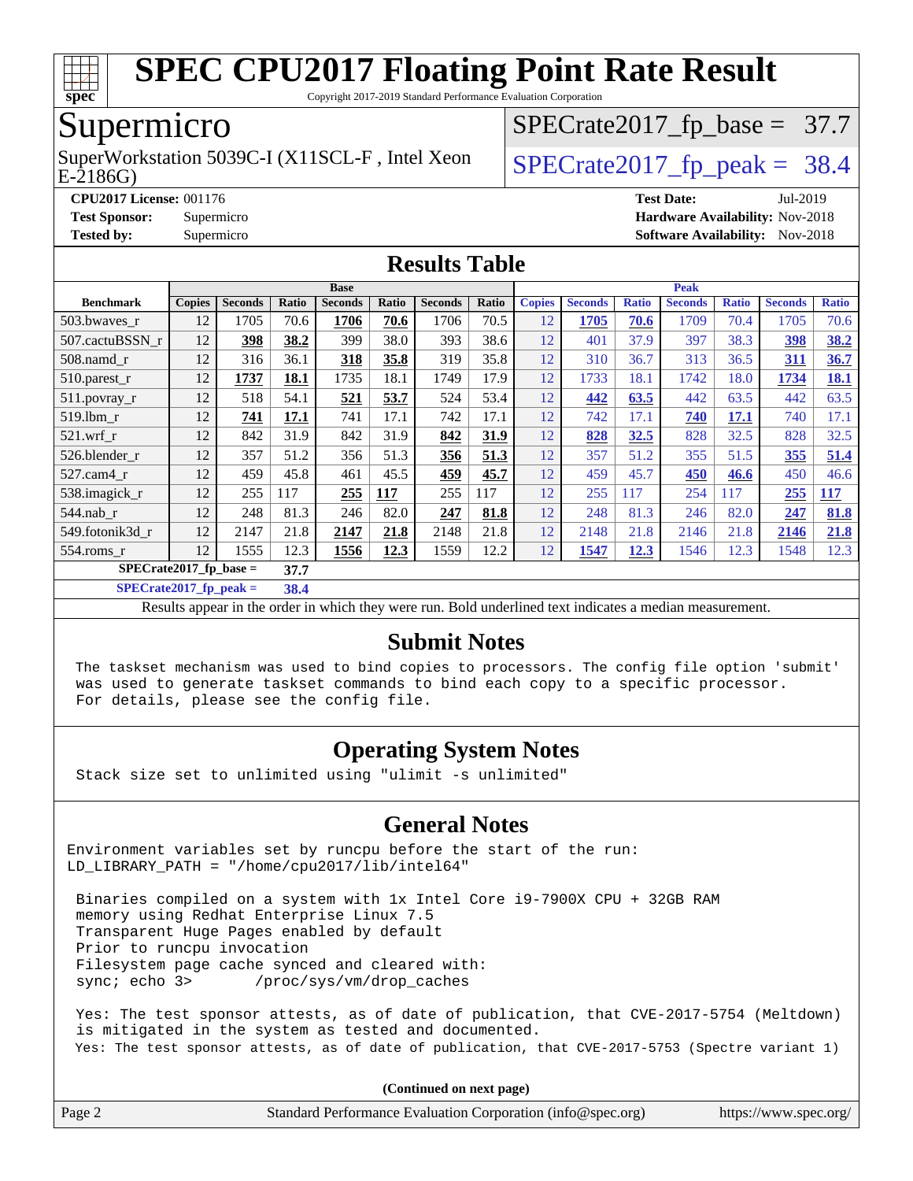# SPEC CPU2017 Floating Point Rate Result

Copyright 2017-2019 Standard Performance Evaluation Corporation

## Supermicro

SuperWorkstation 5039C-I (X11SCL-F , Intel Xeon E-2186G)

SPECrate2017_fp_base = 37.7

SPECrate2017_fp_peak = 38.4

**CPU2017 License:** 001176
**Test Sponsor:** Supermicro
**Tested by:** Supermicro

**Test Date:** Jul-2019
**Hardware Availability:** Nov-2018
**Software Availability:** Nov-2018

## Results Table

| | Base | | | | | | | Peak | | | | | | |
|---|---|---|---|---|---|---|---|---|---|---|---|---|---|---|
| **Benchmark** | **Copies** | **Seconds** | **Ratio** | **Seconds** | **Ratio** | **Seconds** | **Ratio** | **Copies** | **Seconds** | **Ratio** | **Seconds** | **Ratio** | **Seconds** | **Ratio** |
| 503.bwaves_r | 12 | 1705 | 70.6 | **1706** | **70.6** | 1706 | 70.5 | 12 | **1705** | **70.6** | 1709 | 70.4 | 1705 | 70.6 |
| 507.cactuBSSN_r | 12 | **398** | **38.2** | 399 | 38.0 | 393 | 38.6 | 12 | 401 | 37.9 | 397 | 38.3 | **398** | **38.2** |
| 508.namd_r | 12 | 316 | 36.1 | **318** | **35.8** | 319 | 35.8 | 12 | 310 | 36.7 | 313 | 36.5 | **311** | **36.7** |
| 510.parest_r | 12 | **1737** | **18.1** | 1735 | 18.1 | 1749 | 17.9 | 12 | 1733 | 18.1 | 1742 | 18.0 | **1734** | **18.1** |
| 511.povray_r | 12 | 518 | 54.1 | **521** | **53.7** | 524 | 53.4 | 12 | **442** | **63.5** | 442 | 63.5 | 442 | 63.5 |
| 519.lbm_r | 12 | **741** | **17.1** | 741 | 17.1 | 742 | 17.1 | 12 | 742 | 17.1 | **740** | **17.1** | 740 | 17.1 |
| 521.wrf_r | 12 | 842 | 31.9 | 842 | 31.9 | **842** | **31.9** | 12 | **828** | **32.5** | 828 | 32.5 | 828 | 32.5 |
| 526.blender_r | 12 | 357 | 51.2 | 356 | 51.3 | **356** | **51.3** | 12 | 357 | 51.2 | 355 | 51.5 | **355** | **51.4** |
| 527.cam4_r | 12 | 459 | 45.8 | 461 | 45.5 | **459** | **45.7** | 12 | 459 | 45.7 | **450** | **46.6** | 450 | 46.6 |
| 538.imagick_r | 12 | 255 | 117 | **255** | **117** | 255 | 117 | 12 | 255 | 117 | 254 | 117 | **255** | **117** |
| 544.nab_r | 12 | 248 | 81.3 | 246 | 82.0 | **247** | **81.8** | 12 | 248 | 81.3 | 246 | 82.0 | **247** | **81.8** |
| 549.fotonik3d_r | 12 | 2147 | 21.8 | **2147** | **21.8** | 2148 | 21.8 | 12 | 2148 | 21.8 | 2146 | 21.8 | **2146** | **21.8** |
| 554.roms_r | 12 | 1555 | 12.3 | **1556** | **12.3** | 1559 | 12.2 | 12 | **1547** | **12.3** | 1546 | 12.3 | 1548 | 12.3 |

**SPECrate2017_fp_base =** **37.7**

**SPECrate2017_fp_peak =** **38.4**

Results appear in the order in which they were run. Bold underlined text indicates a median measurement.

## Submit Notes

```
The taskset mechanism was used to bind copies to processors. The config file option 'submit'
was used to generate taskset commands to bind each copy to a specific processor.
For details, please see the config file.
```

## Operating System Notes

```
Stack size set to unlimited using "ulimit -s unlimited"
```

## General Notes

```
Environment variables set by runcpu before the start of the run:
LD_LIBRARY_PATH = "/home/cpu2017/lib/intel64"

 Binaries compiled on a system with 1x Intel Core i9-7900X CPU + 32GB RAM
 memory using Redhat Enterprise Linux 7.5
 Transparent Huge Pages enabled by default
 Prior to runcpu invocation
 Filesystem page cache synced and cleared with:
 sync; echo 3>       /proc/sys/vm/drop_caches

 Yes: The test sponsor attests, as of date of publication, that CVE-2017-5754 (Meltdown)
 is mitigated in the system as tested and documented.
 Yes: The test sponsor attests, as of date of publication, that CVE-2017-5753 (Spectre variant 1)
```

**(Continued on next page)**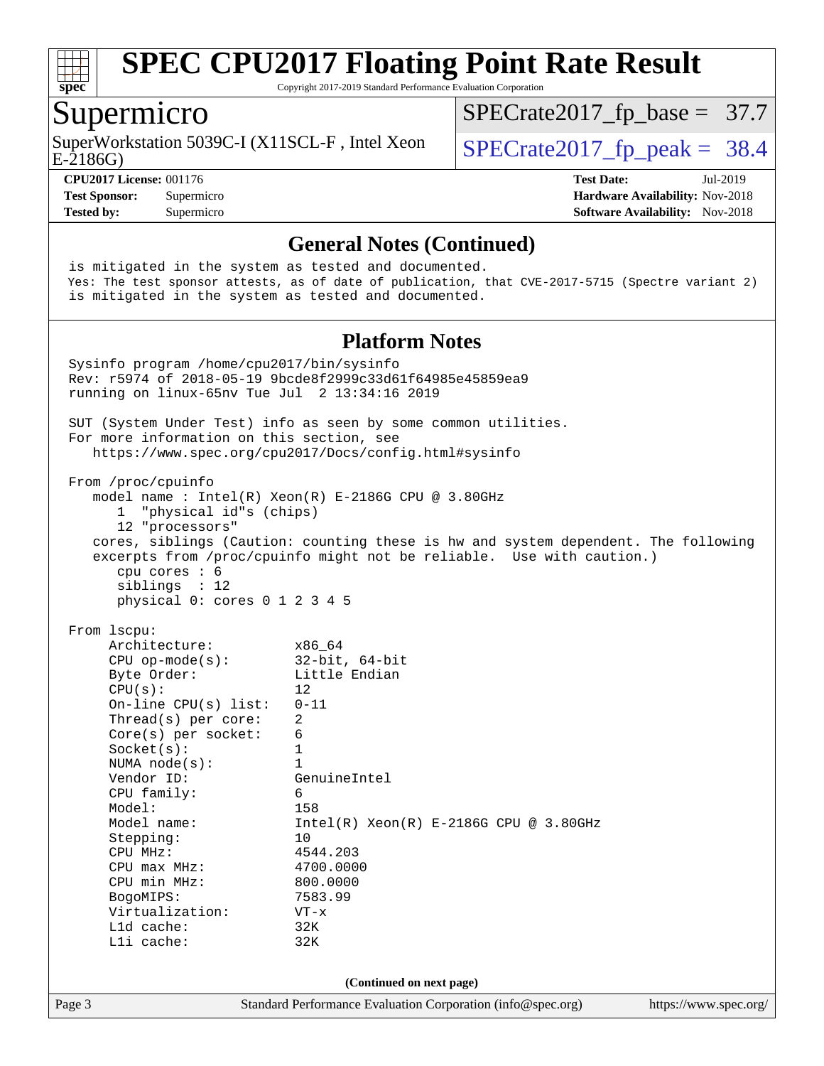# SPEC CPU2017 Floating Point Rate Result

Copyright 2017-2019 Standard Performance Evaluation Corporation

## Supermicro

SuperWorkstation 5039C-I (X11SCL-F , Intel Xeon E-2186G)

SPECrate2017_fp_base = 37.7

SPECrate2017_fp_peak = 38.4

**CPU2017 License:** 001176
**Test Sponsor:** Supermicro
**Tested by:** Supermicro

**Test Date:** Jul-2019
**Hardware Availability:** Nov-2018
**Software Availability:** Nov-2018

### General Notes (Continued)

```
is mitigated in the system as tested and documented.
Yes: The test sponsor attests, as of date of publication, that CVE-2017-5715 (Spectre variant 2)
is mitigated in the system as tested and documented.
```

### Platform Notes

```
Sysinfo program /home/cpu2017/bin/sysinfo
Rev: r5974 of 2018-05-19 9bcde8f2999c33d61f64985e45859ea9
running on linux-65nv Tue Jul  2 13:34:16 2019

SUT (System Under Test) info as seen by some common utilities.
For more information on this section, see
   https://www.spec.org/cpu2017/Docs/config.html#sysinfo

From /proc/cpuinfo
   model name : Intel(R) Xeon(R) E-2186G CPU @ 3.80GHz
      1  "physical id"s (chips)
      12 "processors"
   cores, siblings (Caution: counting these is hw and system dependent. The following
   excerpts from /proc/cpuinfo might not be reliable.  Use with caution.)
      cpu cores : 6
      siblings  : 12
      physical 0: cores 0 1 2 3 4 5

From lscpu:
     Architecture:          x86_64
     CPU op-mode(s):        32-bit, 64-bit
     Byte Order:            Little Endian
     CPU(s):                12
     On-line CPU(s) list:   0-11
     Thread(s) per core:    2
     Core(s) per socket:    6
     Socket(s):             1
     NUMA node(s):          1
     Vendor ID:             GenuineIntel
     CPU family:            6
     Model:                 158
     Model name:            Intel(R) Xeon(R) E-2186G CPU @ 3.80GHz
     Stepping:              10
     CPU MHz:               4544.203
     CPU max MHz:           4700.0000
     CPU min MHz:           800.0000
     BogoMIPS:              7583.99
     Virtualization:        VT-x
     L1d cache:             32K
     L1i cache:             32K
```

(Continued on next page)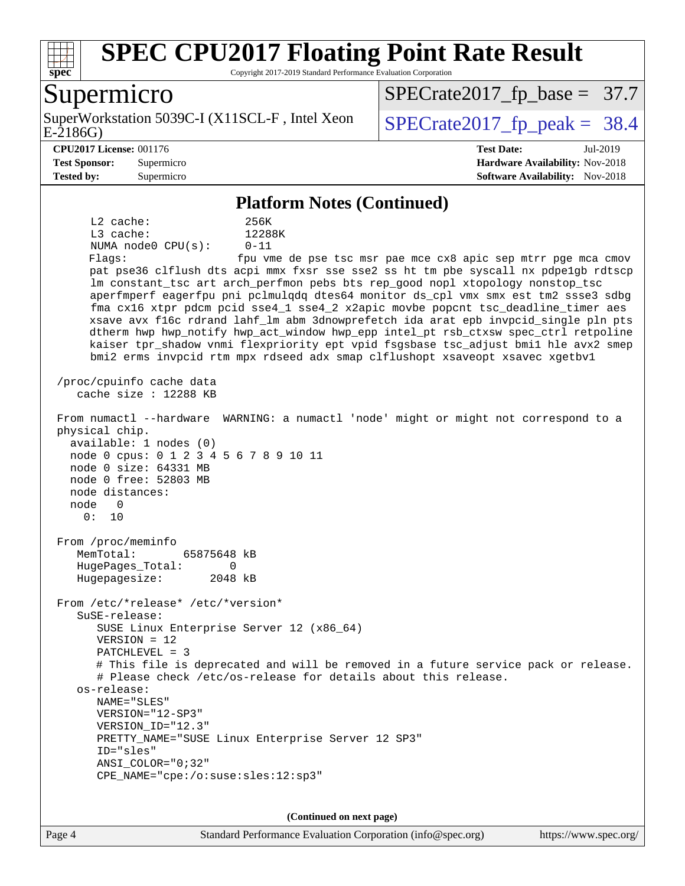## Platform Notes (Continued)

```
     L2 cache:              256K
     L3 cache:              12288K
     NUMA node0 CPU(s):     0-11
     Flags:                 fpu vme de pse tsc msr pae mce cx8 apic sep mtrr pge mca cmov
     pat pse36 clflush dts acpi mmx fxsr sse sse2 ss ht tm pbe syscall nx pdpe1gb rdtscp
     lm constant_tsc art arch_perfmon pebs bts rep_good nopl xtopology nonstop_tsc
     aperfmperf eagerfpu pni pclmulqdq dtes64 monitor ds_cpl vmx smx est tm2 ssse3 sdbg
     fma cx16 xtpr pdcm pcid sse4_1 sse4_2 x2apic movbe popcnt tsc_deadline_timer aes
     xsave avx f16c rdrand lahf_lm abm 3dnowprefetch ida arat epb invpcid_single pln pts
     dtherm hwp hwp_notify hwp_act_window hwp_epp intel_pt rsb_ctxsw spec_ctrl retpoline
     kaiser tpr_shadow vnmi flexpriority ept vpid fsgsbase tsc_adjust bmi1 hle avx2 smep
     bmi2 erms invpcid rtm mpx rdseed adx smap clflushopt xsaveopt xsavec xgetbv1

 /proc/cpuinfo cache data
    cache size : 12288 KB

 From numactl --hardware  WARNING: a numactl 'node' might or might not correspond to a
 physical chip.
   available: 1 nodes (0)
   node 0 cpus: 0 1 2 3 4 5 6 7 8 9 10 11
   node 0 size: 64331 MB
   node 0 free: 52803 MB
   node distances:
   node   0
     0:  10

 From /proc/meminfo
    MemTotal:       65875648 kB
    HugePages_Total:       0
    Hugepagesize:       2048 kB

 From /etc/*release* /etc/*version*
    SuSE-release:
       SUSE Linux Enterprise Server 12 (x86_64)
       VERSION = 12
       PATCHLEVEL = 3
       # This file is deprecated and will be removed in a future service pack or release.
       # Please check /etc/os-release for details about this release.
    os-release:
       NAME="SLES"
       VERSION="12-SP3"
       VERSION_ID="12.3"
       PRETTY_NAME="SUSE Linux Enterprise Server 12 SP3"
       ID="sles"
       ANSI_COLOR="0;32"
       CPE_NAME="cpe:/o:suse:sles:12:sp3"
```

**(Continued on next page)**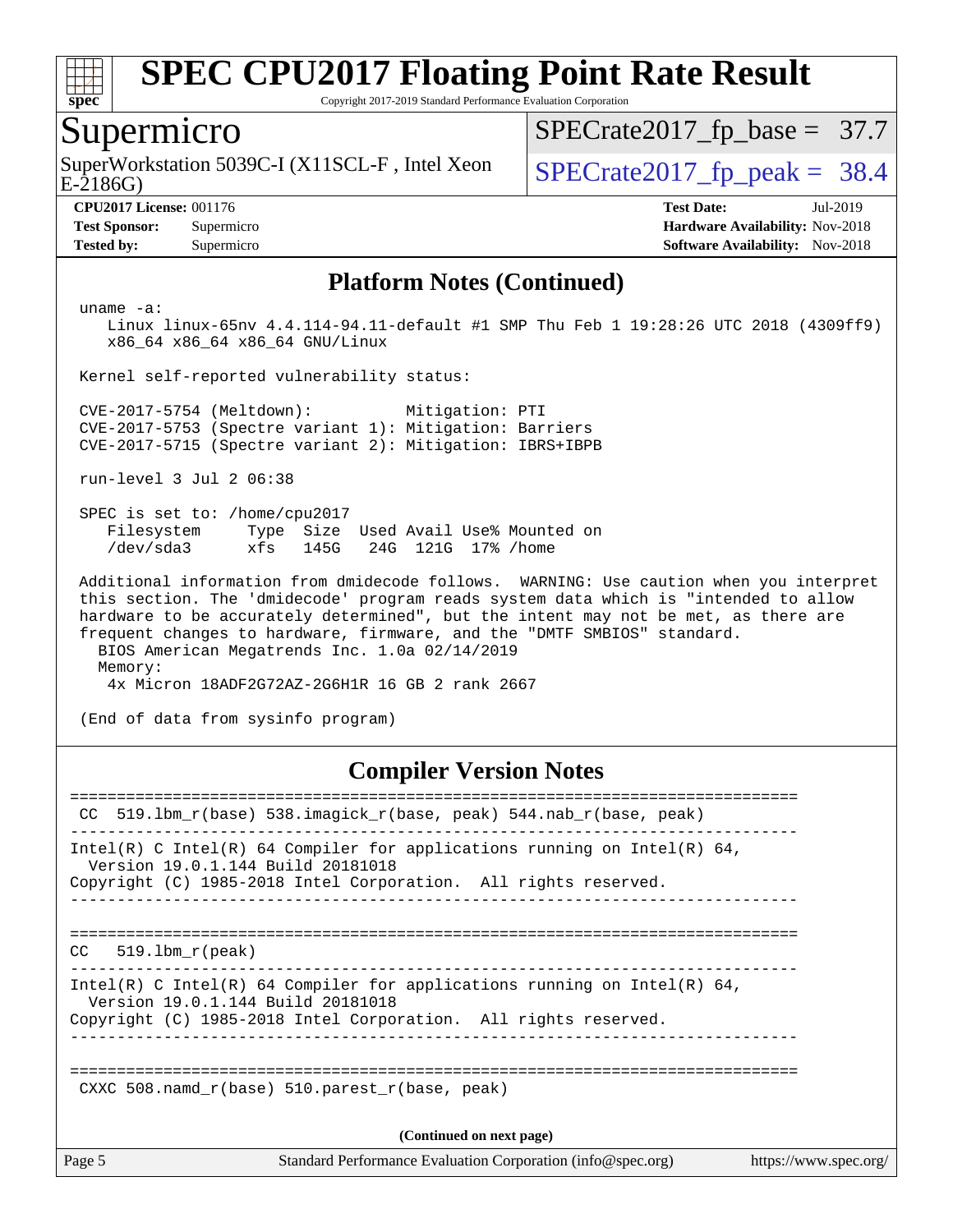## Platform Notes (Continued)

```
uname -a:
   Linux linux-65nv 4.4.114-94.11-default #1 SMP Thu Feb 1 19:28:26 UTC 2018 (4309ff9)
   x86_64 x86_64 x86_64 GNU/Linux

Kernel self-reported vulnerability status:

CVE-2017-5754 (Meltdown):          Mitigation: PTI
CVE-2017-5753 (Spectre variant 1): Mitigation: Barriers
CVE-2017-5715 (Spectre variant 2): Mitigation: IBRS+IBPB

run-level 3 Jul 2 06:38

SPEC is set to: /home/cpu2017
   Filesystem     Type  Size  Used Avail Use% Mounted on
   /dev/sda3      xfs   145G   24G  121G  17% /home

Additional information from dmidecode follows.  WARNING: Use caution when you interpret
this section. The 'dmidecode' program reads system data which is "intended to allow
hardware to be accurately determined", but the intent may not be met, as there are
frequent changes to hardware, firmware, and the "DMTF SMBIOS" standard.
  BIOS American Megatrends Inc. 1.0a 02/14/2019
  Memory:
   4x Micron 18ADF2G72AZ-2G6H1R 16 GB 2 rank 2667

(End of data from sysinfo program)
```

## Compiler Version Notes

```
==============================================================================
 CC  519.lbm_r(base) 538.imagick_r(base, peak) 544.nab_r(base, peak)
------------------------------------------------------------------------------
Intel(R) C Intel(R) 64 Compiler for applications running on Intel(R) 64,
  Version 19.0.1.144 Build 20181018
Copyright (C) 1985-2018 Intel Corporation.  All rights reserved.
------------------------------------------------------------------------------

==============================================================================
CC   519.lbm_r(peak)
------------------------------------------------------------------------------
Intel(R) C Intel(R) 64 Compiler for applications running on Intel(R) 64,
  Version 19.0.1.144 Build 20181018
Copyright (C) 1985-2018 Intel Corporation.  All rights reserved.
------------------------------------------------------------------------------

==============================================================================
 CXXC 508.namd_r(base) 510.parest_r(base, peak)
```

(Continued on next page)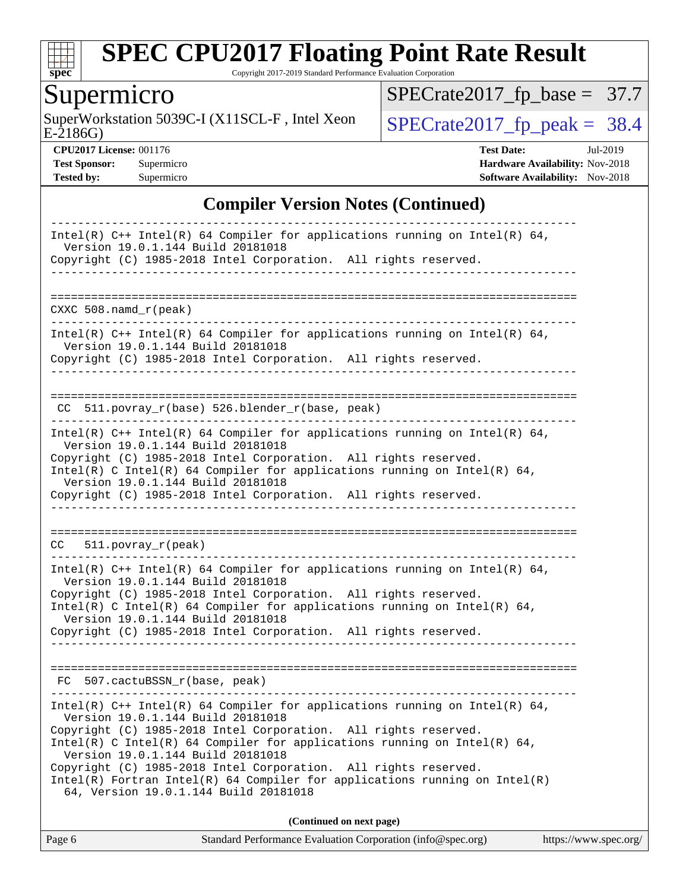## Compiler Version Notes (Continued)

```
------------------------------------------------------------------------------
Intel(R) C++ Intel(R) 64 Compiler for applications running on Intel(R) 64,
  Version 19.0.1.144 Build 20181018
Copyright (C) 1985-2018 Intel Corporation.  All rights reserved.
------------------------------------------------------------------------------

==============================================================================
CXXC 508.namd_r(peak)
------------------------------------------------------------------------------
Intel(R) C++ Intel(R) 64 Compiler for applications running on Intel(R) 64,
  Version 19.0.1.144 Build 20181018
Copyright (C) 1985-2018 Intel Corporation.  All rights reserved.
------------------------------------------------------------------------------

==============================================================================
 CC  511.povray_r(base) 526.blender_r(base, peak)
------------------------------------------------------------------------------
Intel(R) C++ Intel(R) 64 Compiler for applications running on Intel(R) 64,
  Version 19.0.1.144 Build 20181018
Copyright (C) 1985-2018 Intel Corporation.  All rights reserved.
Intel(R) C Intel(R) 64 Compiler for applications running on Intel(R) 64,
  Version 19.0.1.144 Build 20181018
Copyright (C) 1985-2018 Intel Corporation.  All rights reserved.
------------------------------------------------------------------------------

==============================================================================
CC   511.povray_r(peak)
------------------------------------------------------------------------------
Intel(R) C++ Intel(R) 64 Compiler for applications running on Intel(R) 64,
  Version 19.0.1.144 Build 20181018
Copyright (C) 1985-2018 Intel Corporation.  All rights reserved.
Intel(R) C Intel(R) 64 Compiler for applications running on Intel(R) 64,
  Version 19.0.1.144 Build 20181018
Copyright (C) 1985-2018 Intel Corporation.  All rights reserved.
------------------------------------------------------------------------------

==============================================================================
 FC  507.cactuBSSN_r(base, peak)
------------------------------------------------------------------------------
Intel(R) C++ Intel(R) 64 Compiler for applications running on Intel(R) 64,
  Version 19.0.1.144 Build 20181018
Copyright (C) 1985-2018 Intel Corporation.  All rights reserved.
Intel(R) C Intel(R) 64 Compiler for applications running on Intel(R) 64,
  Version 19.0.1.144 Build 20181018
Copyright (C) 1985-2018 Intel Corporation.  All rights reserved.
Intel(R) Fortran Intel(R) 64 Compiler for applications running on Intel(R)
  64, Version 19.0.1.144 Build 20181018
```

**(Continued on next page)**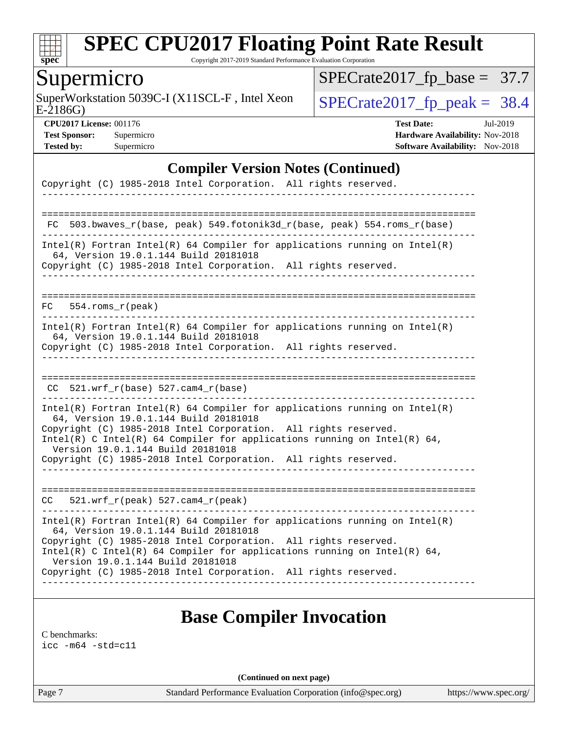# SPEC CPU2017 Floating Point Rate Result

Copyright 2017-2019 Standard Performance Evaluation Corporation

## Supermicro

SuperWorkstation 5039C-I (X11SCL-F , Intel Xeon E-2186G)

SPECrate2017_fp_base = 37.7

SPECrate2017_fp_peak = 38.4

**CPU2017 License:** 001176
**Test Sponsor:** Supermicro
**Tested by:** Supermicro

**Test Date:** Jul-2019
**Hardware Availability:** Nov-2018
**Software Availability:** Nov-2018

### Compiler Version Notes (Continued)

```
Copyright (C) 1985-2018 Intel Corporation.  All rights reserved.
------------------------------------------------------------------------------

==============================================================================
 FC  503.bwaves_r(base, peak) 549.fotonik3d_r(base, peak) 554.roms_r(base)
------------------------------------------------------------------------------
Intel(R) Fortran Intel(R) 64 Compiler for applications running on Intel(R)
  64, Version 19.0.1.144 Build 20181018
Copyright (C) 1985-2018 Intel Corporation.  All rights reserved.
------------------------------------------------------------------------------

==============================================================================
FC   554.roms_r(peak)
------------------------------------------------------------------------------
Intel(R) Fortran Intel(R) 64 Compiler for applications running on Intel(R)
  64, Version 19.0.1.144 Build 20181018
Copyright (C) 1985-2018 Intel Corporation.  All rights reserved.
------------------------------------------------------------------------------

==============================================================================
 CC  521.wrf_r(base) 527.cam4_r(base)
------------------------------------------------------------------------------
Intel(R) Fortran Intel(R) 64 Compiler for applications running on Intel(R)
  64, Version 19.0.1.144 Build 20181018
Copyright (C) 1985-2018 Intel Corporation.  All rights reserved.
Intel(R) C Intel(R) 64 Compiler for applications running on Intel(R) 64,
  Version 19.0.1.144 Build 20181018
Copyright (C) 1985-2018 Intel Corporation.  All rights reserved.
------------------------------------------------------------------------------

==============================================================================
CC   521.wrf_r(peak) 527.cam4_r(peak)
------------------------------------------------------------------------------
Intel(R) Fortran Intel(R) 64 Compiler for applications running on Intel(R)
  64, Version 19.0.1.144 Build 20181018
Copyright (C) 1985-2018 Intel Corporation.  All rights reserved.
Intel(R) C Intel(R) 64 Compiler for applications running on Intel(R) 64,
  Version 19.0.1.144 Build 20181018
Copyright (C) 1985-2018 Intel Corporation.  All rights reserved.
------------------------------------------------------------------------------
```

## Base Compiler Invocation

C benchmarks:
icc -m64 -std=c11

**(Continued on next page)**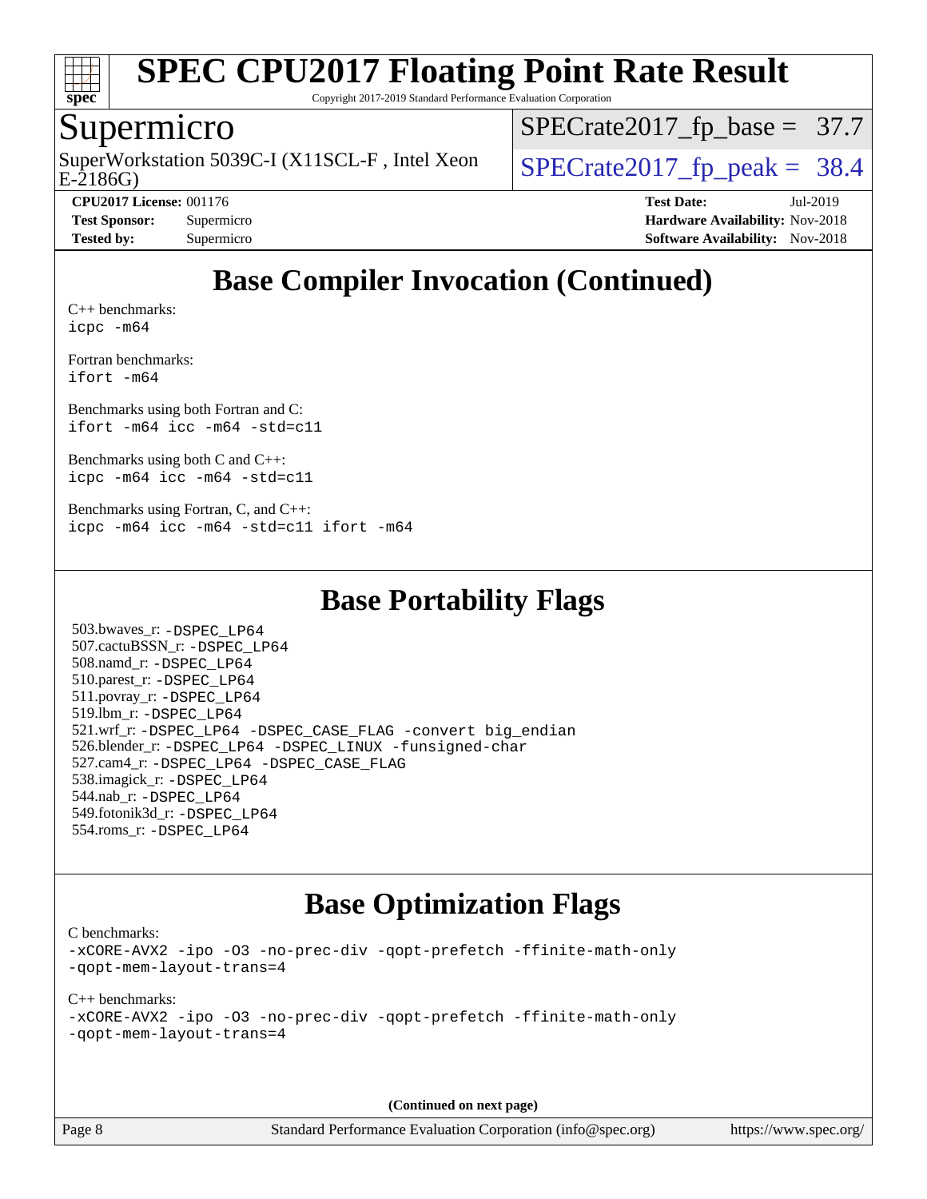# Base Compiler Invocation (Continued)

C++ benchmarks:
```
icpc -m64
```

Fortran benchmarks:
```
ifort -m64
```

Benchmarks using both Fortran and C:
```
ifort -m64 icc -m64 -std=c11
```

Benchmarks using both C and C++:
```
icpc -m64 icc -m64 -std=c11
```

Benchmarks using Fortran, C, and C++:
```
icpc -m64 icc -m64 -std=c11 ifort -m64
```

# Base Portability Flags

503.bwaves_r: -DSPEC_LP64
507.cactuBSSN_r: -DSPEC_LP64
508.namd_r: -DSPEC_LP64
510.parest_r: -DSPEC_LP64
511.povray_r: -DSPEC_LP64
519.lbm_r: -DSPEC_LP64
521.wrf_r: -DSPEC_LP64 -DSPEC_CASE_FLAG -convert big_endian
526.blender_r: -DSPEC_LP64 -DSPEC_LINUX -funsigned-char
527.cam4_r: -DSPEC_LP64 -DSPEC_CASE_FLAG
538.imagick_r: -DSPEC_LP64
544.nab_r: -DSPEC_LP64
549.fotonik3d_r: -DSPEC_LP64
554.roms_r: -DSPEC_LP64

# Base Optimization Flags

C benchmarks:
```
-xCORE-AVX2 -ipo -O3 -no-prec-div -qopt-prefetch -ffinite-math-only
-qopt-mem-layout-trans=4
```

C++ benchmarks:
```
-xCORE-AVX2 -ipo -O3 -no-prec-div -qopt-prefetch -ffinite-math-only
-qopt-mem-layout-trans=4
```

**(Continued on next page)**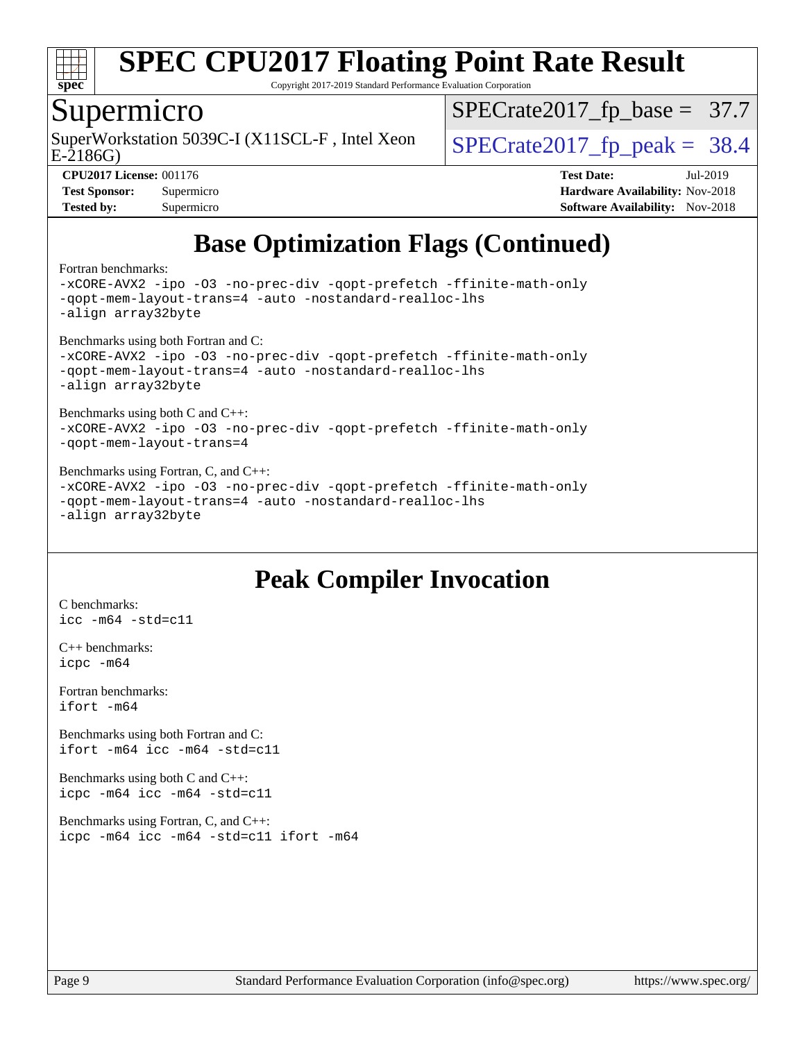# Base Optimization Flags (Continued)

Fortran benchmarks:

```
-xCORE-AVX2 -ipo -O3 -no-prec-div -qopt-prefetch -ffinite-math-only
-qopt-mem-layout-trans=4 -auto -nostandard-realloc-lhs
-align array32byte
```

Benchmarks using both Fortran and C:

```
-xCORE-AVX2 -ipo -O3 -no-prec-div -qopt-prefetch -ffinite-math-only
-qopt-mem-layout-trans=4 -auto -nostandard-realloc-lhs
-align array32byte
```

Benchmarks using both C and C++:

```
-xCORE-AVX2 -ipo -O3 -no-prec-div -qopt-prefetch -ffinite-math-only
-qopt-mem-layout-trans=4
```

Benchmarks using Fortran, C, and C++:

```
-xCORE-AVX2 -ipo -O3 -no-prec-div -qopt-prefetch -ffinite-math-only
-qopt-mem-layout-trans=4 -auto -nostandard-realloc-lhs
-align array32byte
```

# Peak Compiler Invocation

C benchmarks:

```
icc -m64 -std=c11
```

C++ benchmarks:

```
icpc -m64
```

Fortran benchmarks:

```
ifort -m64
```

Benchmarks using both Fortran and C:

```
ifort -m64 icc -m64 -std=c11
```

Benchmarks using both C and C++:

```
icpc -m64 icc -m64 -std=c11
```

Benchmarks using Fortran, C, and C++:

```
icpc -m64 icc -m64 -std=c11 ifort -m64
```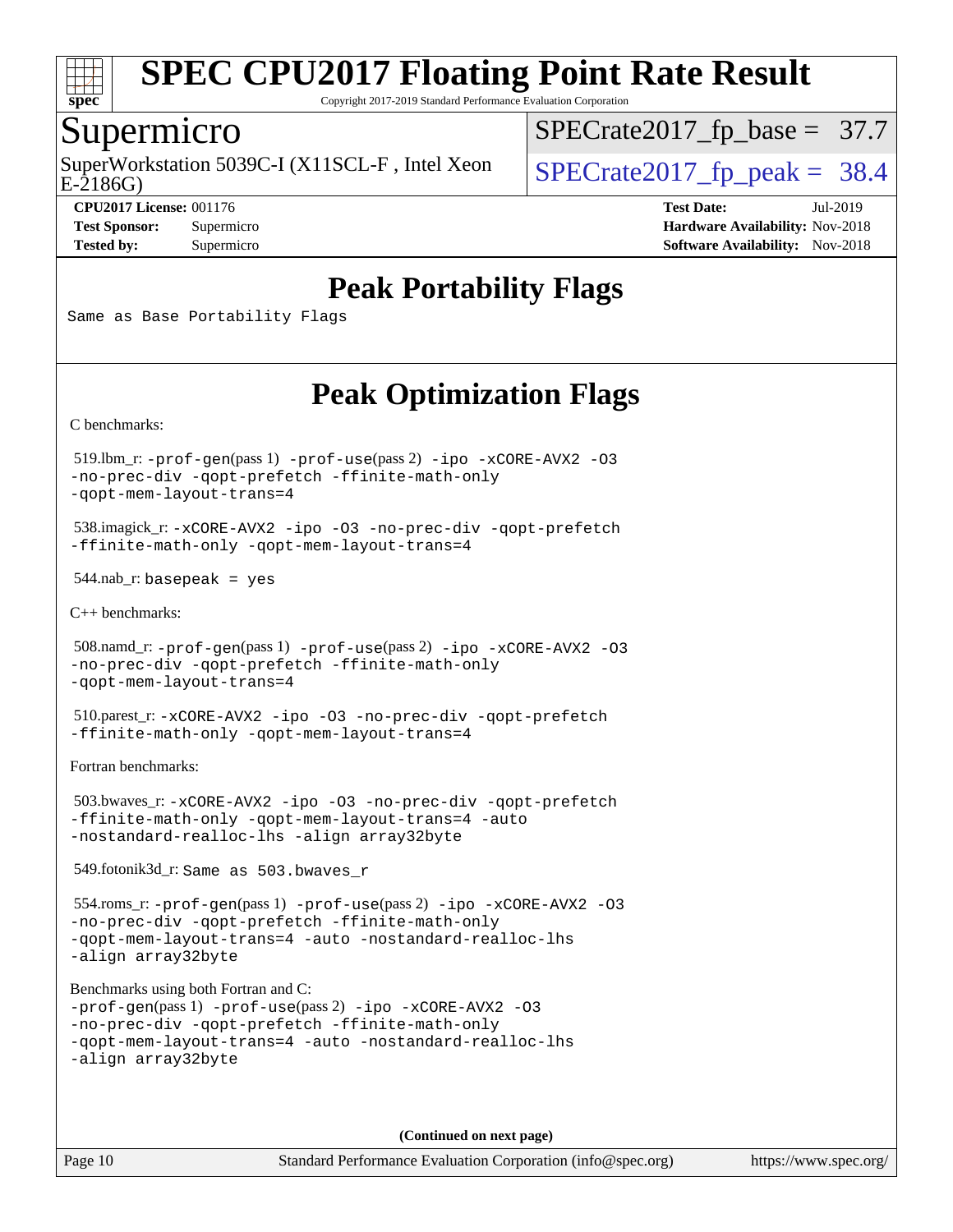# SPEC CPU2017 Floating Point Rate Result

Copyright 2017-2019 Standard Performance Evaluation Corporation

## Supermicro

SuperWorkstation 5039C-I (X11SCL-F , Intel Xeon E-2186G)

SPECrate2017_fp_base = 37.7

SPECrate2017_fp_peak = 38.4

**CPU2017 License:** 001176
**Test Sponsor:** Supermicro
**Tested by:** Supermicro

**Test Date:** Jul-2019
**Hardware Availability:** Nov-2018
**Software Availability:** Nov-2018

## Peak Portability Flags

Same as Base Portability Flags

## Peak Optimization Flags

C benchmarks:

519.lbm_r: -prof-gen(pass 1) -prof-use(pass 2) -ipo -xCORE-AVX2 -O3 -no-prec-div -qopt-prefetch -ffinite-math-only -qopt-mem-layout-trans=4

538.imagick_r: -xCORE-AVX2 -ipo -O3 -no-prec-div -qopt-prefetch -ffinite-math-only -qopt-mem-layout-trans=4

544.nab_r: basepeak = yes

C++ benchmarks:

508.namd_r: -prof-gen(pass 1) -prof-use(pass 2) -ipo -xCORE-AVX2 -O3 -no-prec-div -qopt-prefetch -ffinite-math-only -qopt-mem-layout-trans=4

510.parest_r: -xCORE-AVX2 -ipo -O3 -no-prec-div -qopt-prefetch -ffinite-math-only -qopt-mem-layout-trans=4

Fortran benchmarks:

503.bwaves_r: -xCORE-AVX2 -ipo -O3 -no-prec-div -qopt-prefetch -ffinite-math-only -qopt-mem-layout-trans=4 -auto -nostandard-realloc-lhs -align array32byte

549.fotonik3d_r: Same as 503.bwaves_r

554.roms_r: -prof-gen(pass 1) -prof-use(pass 2) -ipo -xCORE-AVX2 -O3 -no-prec-div -qopt-prefetch -ffinite-math-only -qopt-mem-layout-trans=4 -auto -nostandard-realloc-lhs -align array32byte

Benchmarks using both Fortran and C:
-prof-gen(pass 1) -prof-use(pass 2) -ipo -xCORE-AVX2 -O3 -no-prec-div -qopt-prefetch -ffinite-math-only -qopt-mem-layout-trans=4 -auto -nostandard-realloc-lhs -align array32byte

**(Continued on next page)**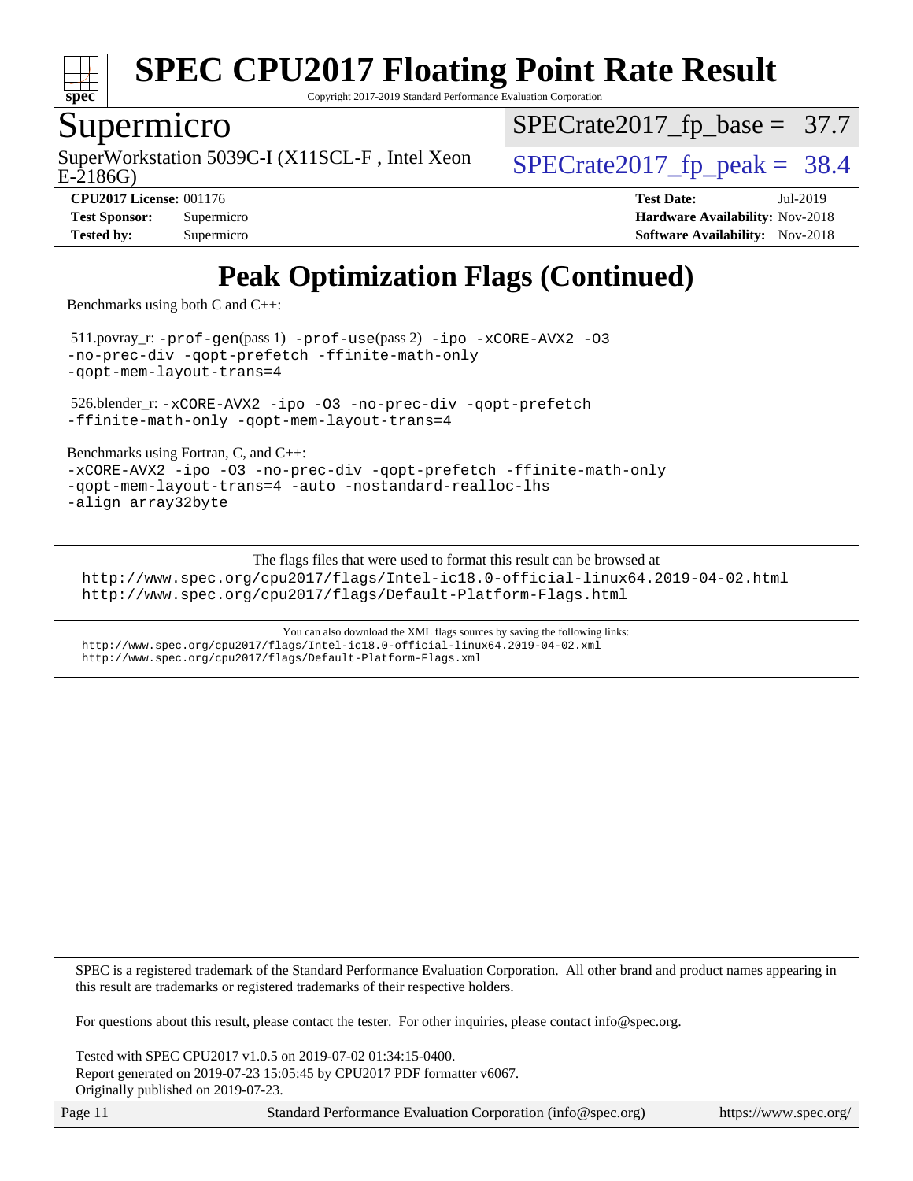# SPEC CPU2017 Floating Point Rate Result

Copyright 2017-2019 Standard Performance Evaluation Corporation

## Supermicro

SuperWorkstation 5039C-I (X11SCL-F , Intel Xeon E-2186G)

SPECrate2017_fp_base = 37.7

SPECrate2017_fp_peak = 38.4

**CPU2017 License:** 001176
**Test Sponsor:** Supermicro
**Tested by:** Supermicro

**Test Date:** Jul-2019
**Hardware Availability:** Nov-2018
**Software Availability:** Nov-2018

## Peak Optimization Flags (Continued)

Benchmarks using both C and C++:

511.povray_r: -prof-gen(pass 1) -prof-use(pass 2) -ipo -xCORE-AVX2 -O3 -no-prec-div -qopt-prefetch -ffinite-math-only -qopt-mem-layout-trans=4

526.blender_r: -xCORE-AVX2 -ipo -O3 -no-prec-div -qopt-prefetch -ffinite-math-only -qopt-mem-layout-trans=4

Benchmarks using Fortran, C, and C++:
-xCORE-AVX2 -ipo -O3 -no-prec-div -qopt-prefetch -ffinite-math-only -qopt-mem-layout-trans=4 -auto -nostandard-realloc-lhs -align array32byte

The flags files that were used to format this result can be browsed at
http://www.spec.org/cpu2017/flags/Intel-ic18.0-official-linux64.2019-04-02.html
http://www.spec.org/cpu2017/flags/Default-Platform-Flags.html

You can also download the XML flags sources by saving the following links:
http://www.spec.org/cpu2017/flags/Intel-ic18.0-official-linux64.2019-04-02.xml
http://www.spec.org/cpu2017/flags/Default-Platform-Flags.xml

SPEC is a registered trademark of the Standard Performance Evaluation Corporation. All other brand and product names appearing in this result are trademarks or registered trademarks of their respective holders.

For questions about this result, please contact the tester. For other inquiries, please contact info@spec.org.

Tested with SPEC CPU2017 v1.0.5 on 2019-07-02 01:34:15-0400.
Report generated on 2019-07-23 15:05:45 by CPU2017 PDF formatter v6067.
Originally published on 2019-07-23.